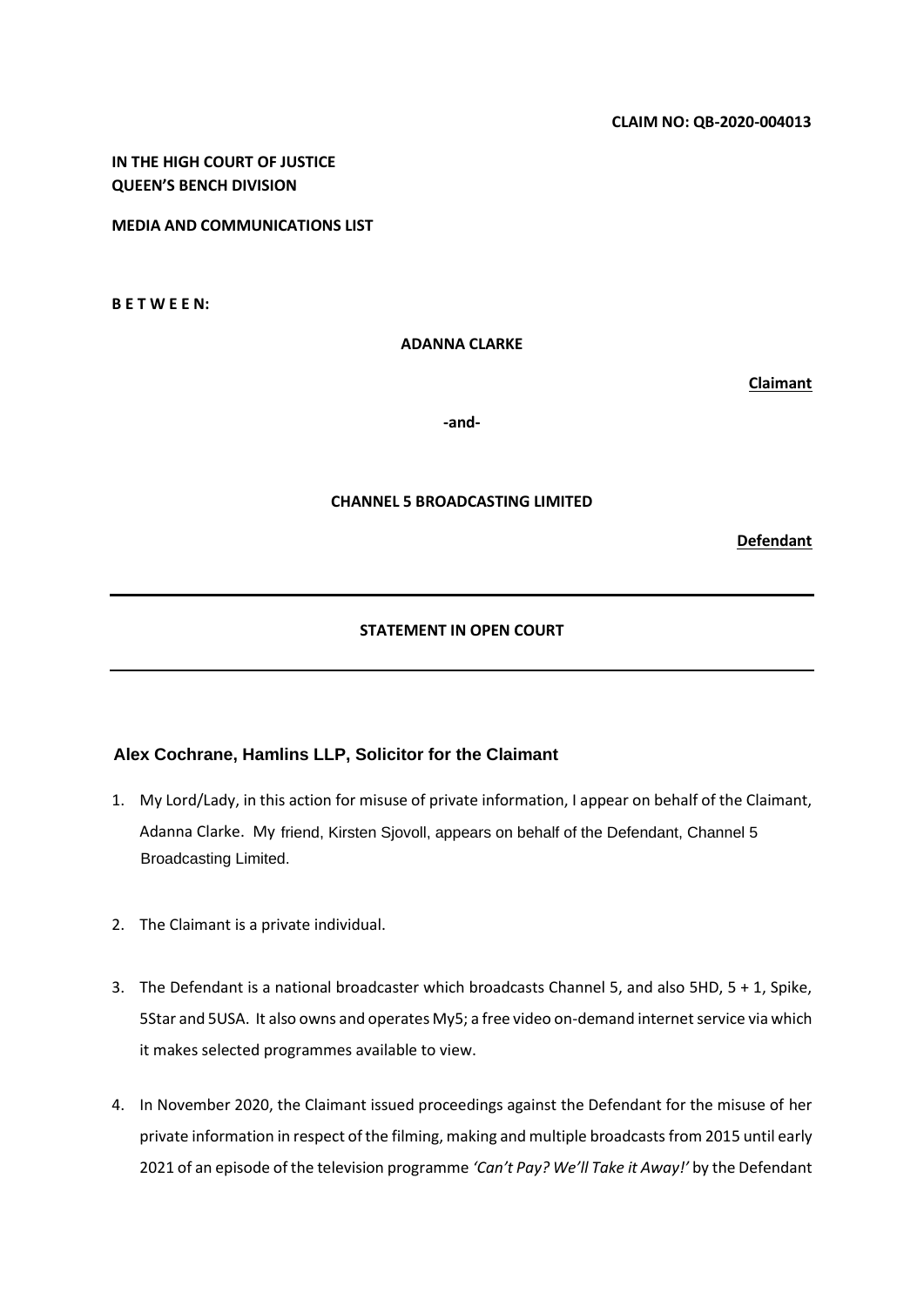**CLAIM NO: QB-2020-004013**

**IN THE HIGH COURT OF JUSTICE**
**QUEEN'S BENCH DIVISION**

**MEDIA AND COMMUNICATIONS LIST**

**B E T W E E N:**

**ADANNA CLARKE**

**Claimant**

**-and-**

**CHANNEL 5 BROADCASTING LIMITED**

**Defendant**

---

**STATEMENT IN OPEN COURT**

---

**Alex Cochrane, Hamlins LLP, Solicitor for the Claimant**

1. My Lord/Lady, in this action for misuse of private information, I appear on behalf of the Claimant, Adanna Clarke. My friend, Kirsten Sjovoll, appears on behalf of the Defendant, Channel 5 Broadcasting Limited.

2. The Claimant is a private individual.

3. The Defendant is a national broadcaster which broadcasts Channel 5, and also 5HD, 5 + 1, Spike, 5Star and 5USA. It also owns and operates My5; a free video on-demand internet service via which it makes selected programmes available to view.

4. In November 2020, the Claimant issued proceedings against the Defendant for the misuse of her private information in respect of the filming, making and multiple broadcasts from 2015 until early 2021 of an episode of the television programme *'Can't Pay? We'll Take it Away!'* by the Defendant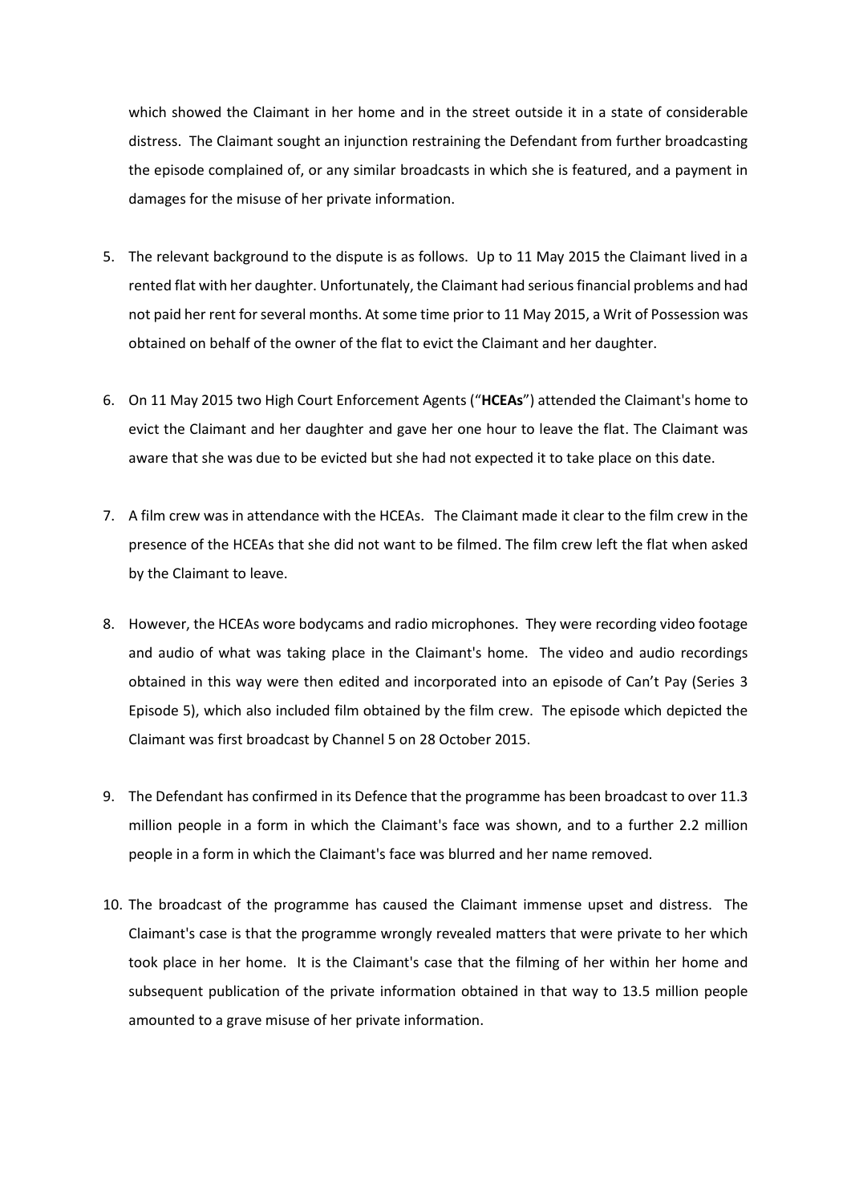which showed the Claimant in her home and in the street outside it in a state of considerable distress. The Claimant sought an injunction restraining the Defendant from further broadcasting the episode complained of, or any similar broadcasts in which she is featured, and a payment in damages for the misuse of her private information.

5. The relevant background to the dispute is as follows. Up to 11 May 2015 the Claimant lived in a rented flat with her daughter. Unfortunately, the Claimant had serious financial problems and had not paid her rent for several months. At some time prior to 11 May 2015, a Writ of Possession was obtained on behalf of the owner of the flat to evict the Claimant and her daughter.

6. On 11 May 2015 two High Court Enforcement Agents ("**HCEAs**") attended the Claimant's home to evict the Claimant and her daughter and gave her one hour to leave the flat. The Claimant was aware that she was due to be evicted but she had not expected it to take place on this date.

7. A film crew was in attendance with the HCEAs. The Claimant made it clear to the film crew in the presence of the HCEAs that she did not want to be filmed. The film crew left the flat when asked by the Claimant to leave.

8. However, the HCEAs wore bodycams and radio microphones. They were recording video footage and audio of what was taking place in the Claimant's home. The video and audio recordings obtained in this way were then edited and incorporated into an episode of Can't Pay (Series 3 Episode 5), which also included film obtained by the film crew. The episode which depicted the Claimant was first broadcast by Channel 5 on 28 October 2015.

9. The Defendant has confirmed in its Defence that the programme has been broadcast to over 11.3 million people in a form in which the Claimant's face was shown, and to a further 2.2 million people in a form in which the Claimant's face was blurred and her name removed.

10. The broadcast of the programme has caused the Claimant immense upset and distress. The Claimant's case is that the programme wrongly revealed matters that were private to her which took place in her home. It is the Claimant's case that the filming of her within her home and subsequent publication of the private information obtained in that way to 13.5 million people amounted to a grave misuse of her private information.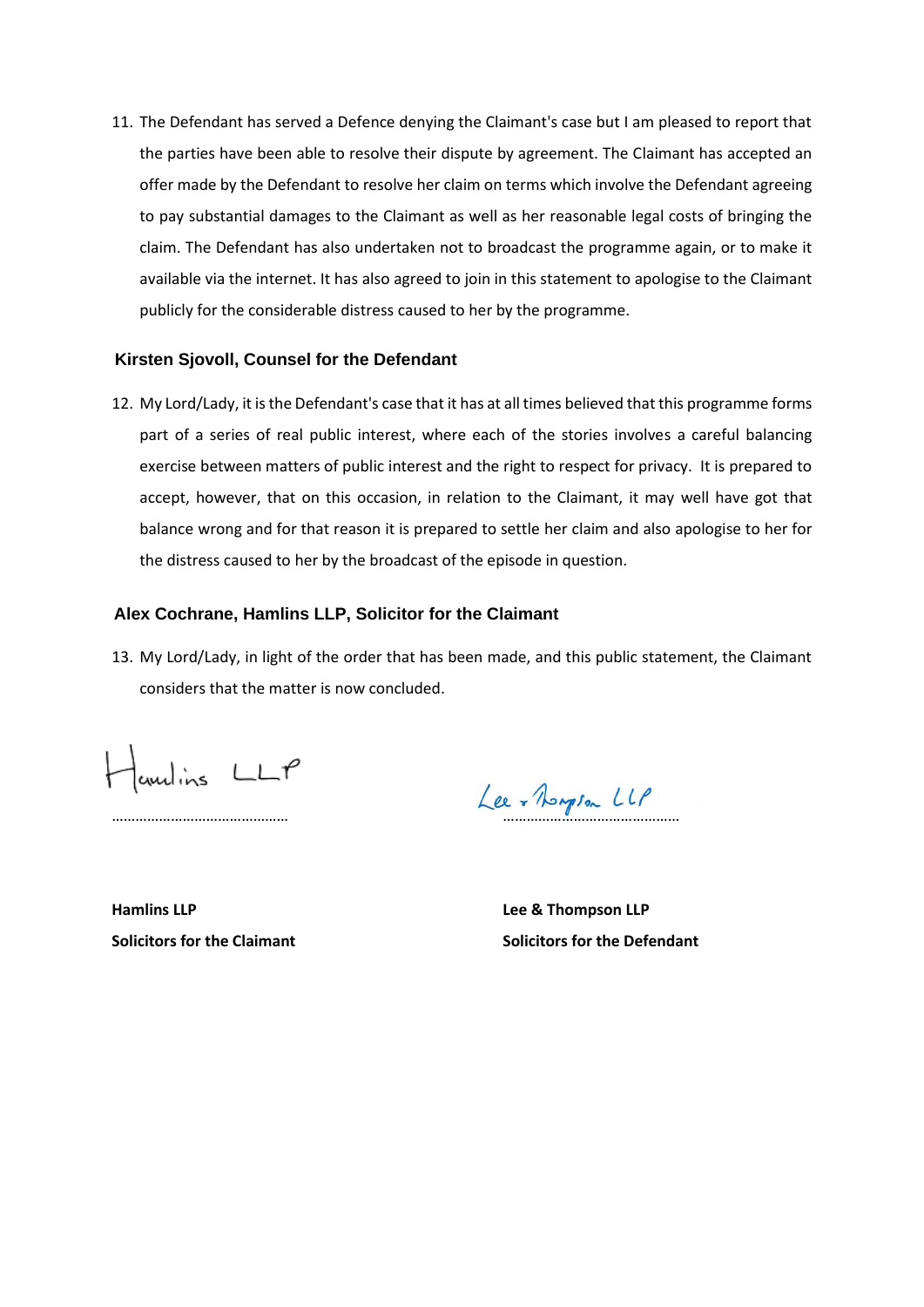11. The Defendant has served a Defence denying the Claimant's case but I am pleased to report that the parties have been able to resolve their dispute by agreement. The Claimant has accepted an offer made by the Defendant to resolve her claim on terms which involve the Defendant agreeing to pay substantial damages to the Claimant as well as her reasonable legal costs of bringing the claim. The Defendant has also undertaken not to broadcast the programme again, or to make it available via the internet. It has also agreed to join in this statement to apologise to the Claimant publicly for the considerable distress caused to her by the programme.

**Kirsten Sjovoll, Counsel for the Defendant**

12. My Lord/Lady, it is the Defendant's case that it has at all times believed that this programme forms part of a series of real public interest, where each of the stories involves a careful balancing exercise between matters of public interest and the right to respect for privacy. It is prepared to accept, however, that on this occasion, in relation to the Claimant, it may well have got that balance wrong and for that reason it is prepared to settle her claim and also apologise to her for the distress caused to her by the broadcast of the episode in question.

**Alex Cochrane, Hamlins LLP, Solicitor for the Claimant**

13. My Lord/Lady, in light of the order that has been made, and this public statement, the Claimant considers that the matter is now concluded.

Hamlins LLP
……………………………………

**Hamlins LLP**
**Solicitors for the Claimant**

Lee & Thompson LLP
……………………………………

**Lee & Thompson LLP**
**Solicitors for the Defendant**